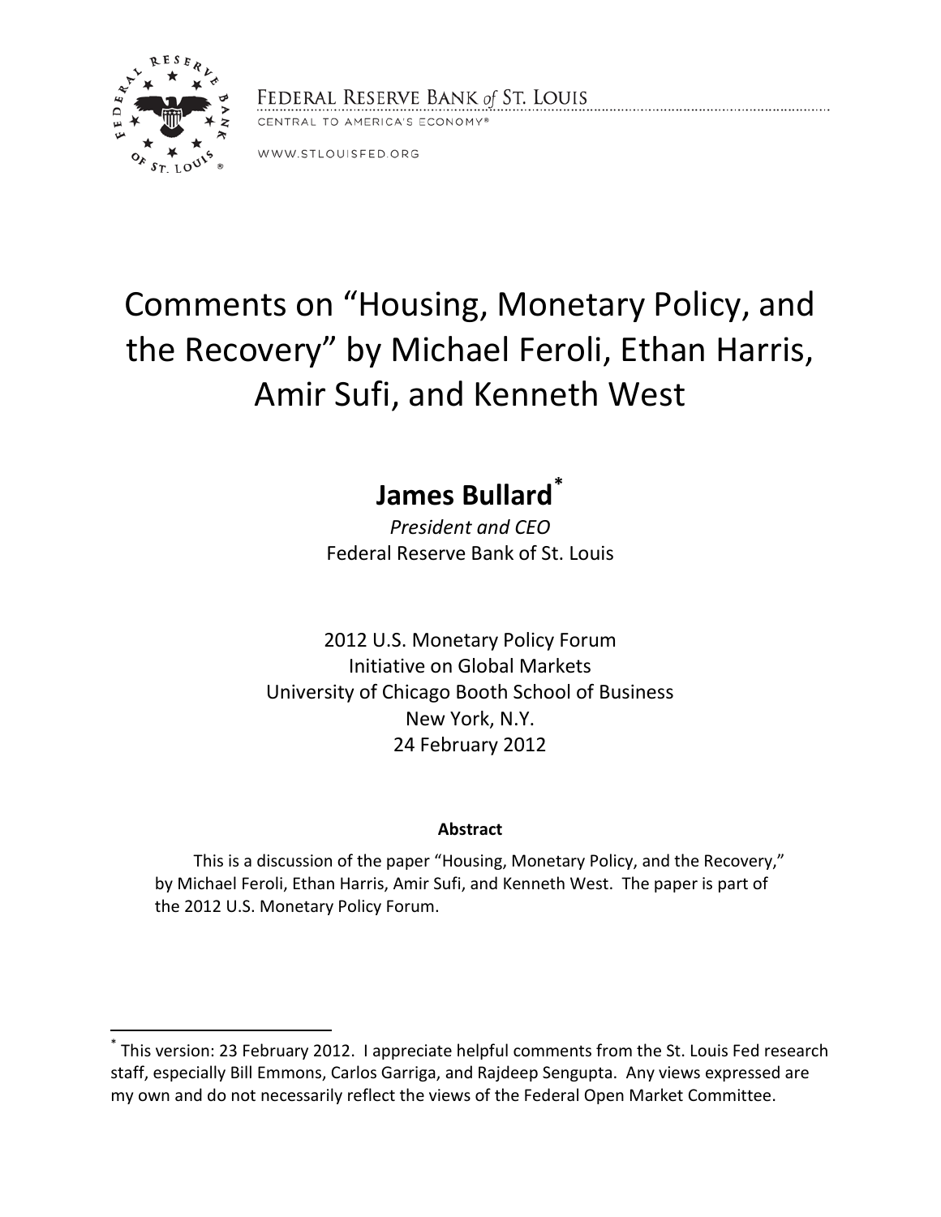FEDERAL RESERVE BANK *of* ST. LOUIS

CENTRAL TO AMERICA'S ECONOMY®

WWW.STLOUISFED.ORG

# Comments on "Housing, Monetary Policy, and the Recovery" by Michael Feroli, Ethan Harris, Amir Sufi, and Kenneth West

## James Bullard*

*President and CEO*

Federal Reserve Bank of St. Louis

2012 U.S. Monetary Policy Forum
Initiative on Global Markets
University of Chicago Booth School of Business
New York, N.Y.
24 February 2012

**Abstract**

This is a discussion of the paper "Housing, Monetary Policy, and the Recovery," by Michael Feroli, Ethan Harris, Amir Sufi, and Kenneth West. The paper is part of the 2012 U.S. Monetary Policy Forum.

---

* This version: 23 February 2012. I appreciate helpful comments from the St. Louis Fed research staff, especially Bill Emmons, Carlos Garriga, and Rajdeep Sengupta. Any views expressed are my own and do not necessarily reflect the views of the Federal Open Market Committee.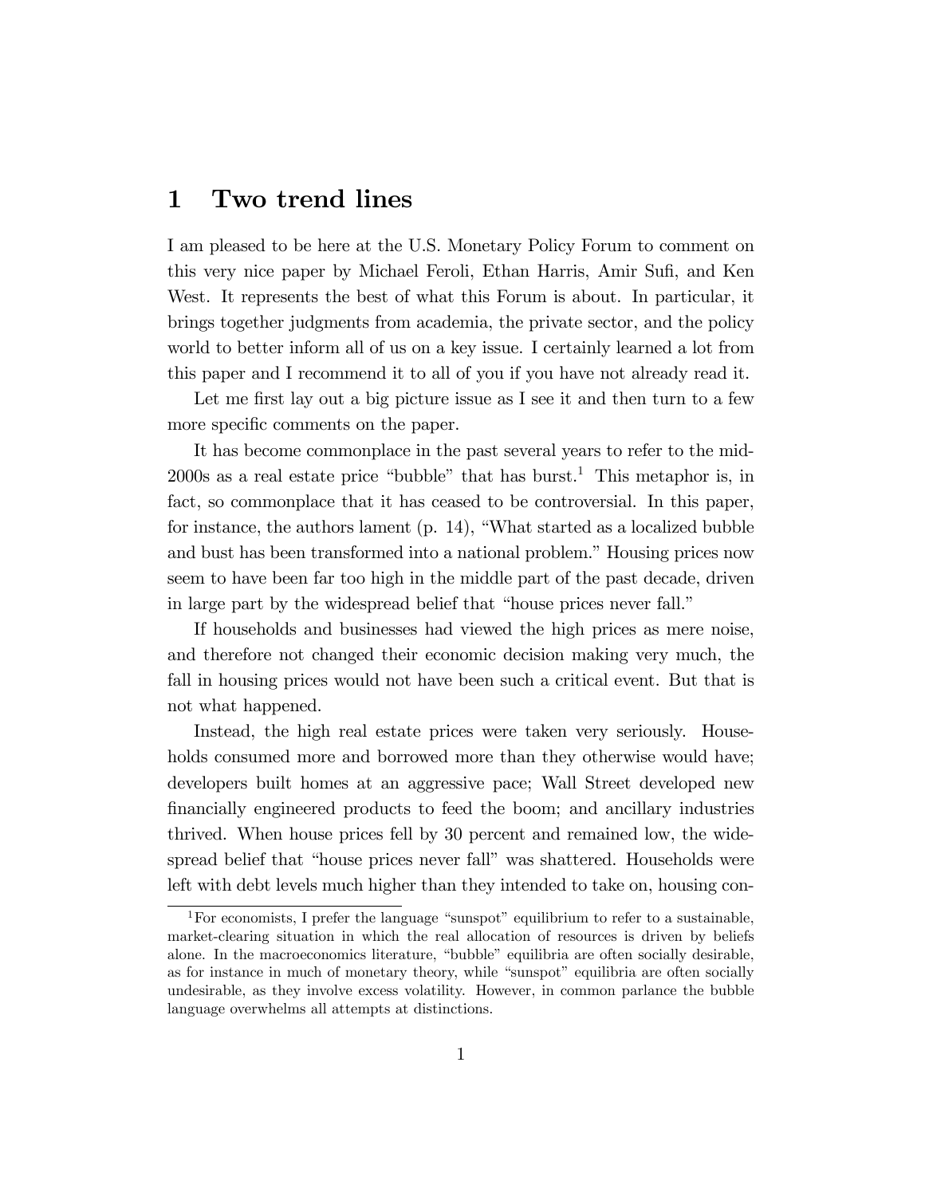# 1 Two trend lines

I am pleased to be here at the U.S. Monetary Policy Forum to comment on this very nice paper by Michael Feroli, Ethan Harris, Amir Sufi, and Ken West. It represents the best of what this Forum is about. In particular, it brings together judgments from academia, the private sector, and the policy world to better inform all of us on a key issue. I certainly learned a lot from this paper and I recommend it to all of you if you have not already read it.

Let me first lay out a big picture issue as I see it and then turn to a few more specific comments on the paper.

It has become commonplace in the past several years to refer to the mid-2000s as a real estate price "bubble" that has burst.[1] This metaphor is, in fact, so commonplace that it has ceased to be controversial. In this paper, for instance, the authors lament (p. 14), "What started as a localized bubble and bust has been transformed into a national problem." Housing prices now seem to have been far too high in the middle part of the past decade, driven in large part by the widespread belief that "house prices never fall."

If households and businesses had viewed the high prices as mere noise, and therefore not changed their economic decision making very much, the fall in housing prices would not have been such a critical event. But that is not what happened.

Instead, the high real estate prices were taken very seriously. Households consumed more and borrowed more than they otherwise would have; developers built homes at an aggressive pace; Wall Street developed new financially engineered products to feed the boom; and ancillary industries thrived. When house prices fell by 30 percent and remained low, the widespread belief that "house prices never fall" was shattered. Households were left with debt levels much higher than they intended to take on, housing con-

[1] For economists, I prefer the language "sunspot" equilibrium to refer to a sustainable, market-clearing situation in which the real allocation of resources is driven by beliefs alone. In the macroeconomics literature, "bubble" equilibria are often socially desirable, as for instance in much of monetary theory, while "sunspot" equilibria are often socially undesirable, as they involve excess volatility. However, in common parlance the bubble language overwhelms all attempts at distinctions.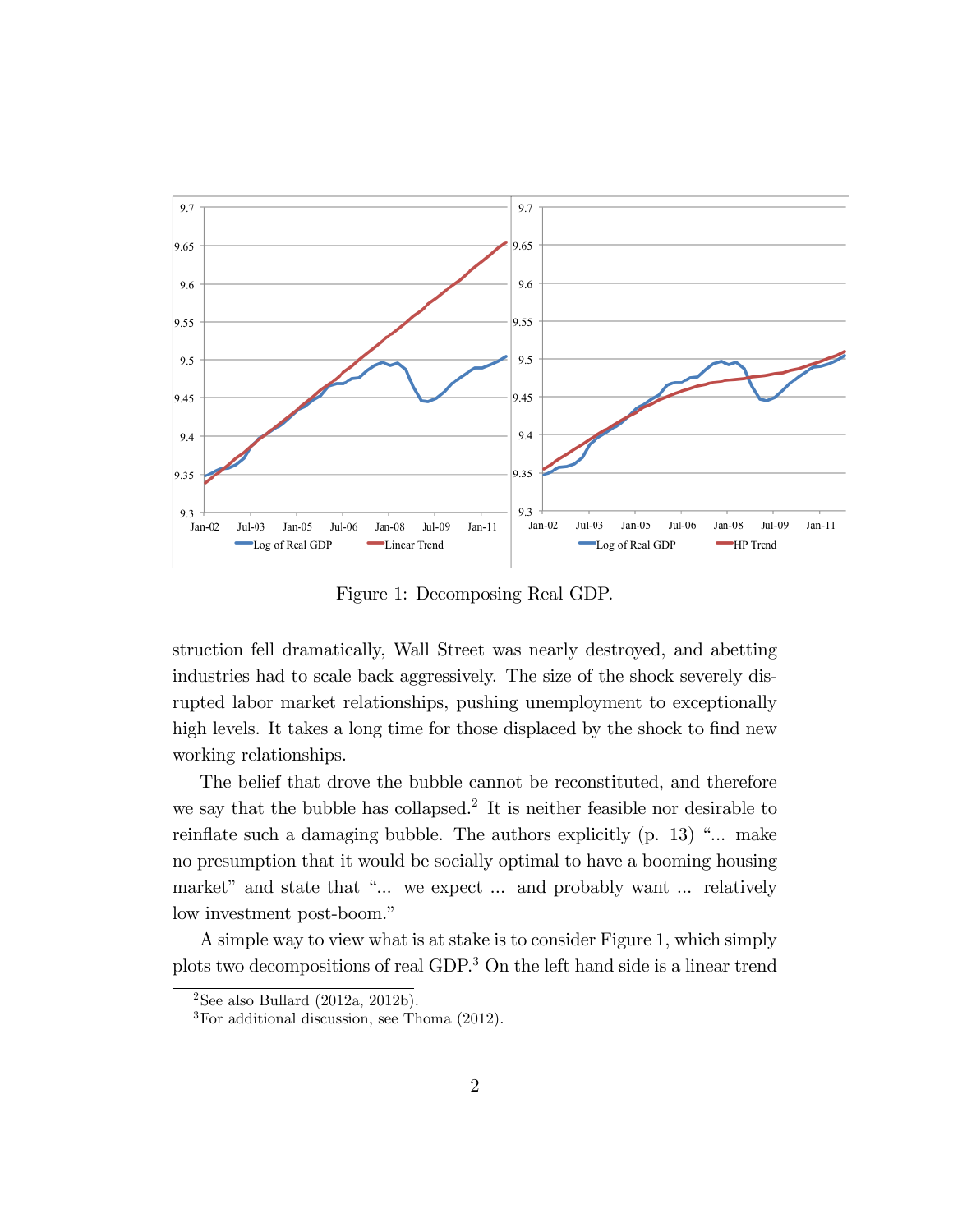Figure 1: Decomposing Real GDP.

struction fell dramatically, Wall Street was nearly destroyed, and abetting industries had to scale back aggressively. The size of the shock severely disrupted labor market relationships, pushing unemployment to exceptionally high levels. It takes a long time for those displaced by the shock to find new working relationships.

The belief that drove the bubble cannot be reconstituted, and therefore we say that the bubble has collapsed.[2] It is neither feasible nor desirable to reinflate such a damaging bubble. The authors explicitly (p. 13) "... make no presumption that it would be socially optimal to have a booming housing market" and state that "... we expect ... and probably want ... relatively low investment post-boom."

A simple way to view what is at stake is to consider Figure 1, which simply plots two decompositions of real GDP.[3] On the left hand side is a linear trend

[2] See also Bullard (2012a, 2012b).

[3] For additional discussion, see Thoma (2012).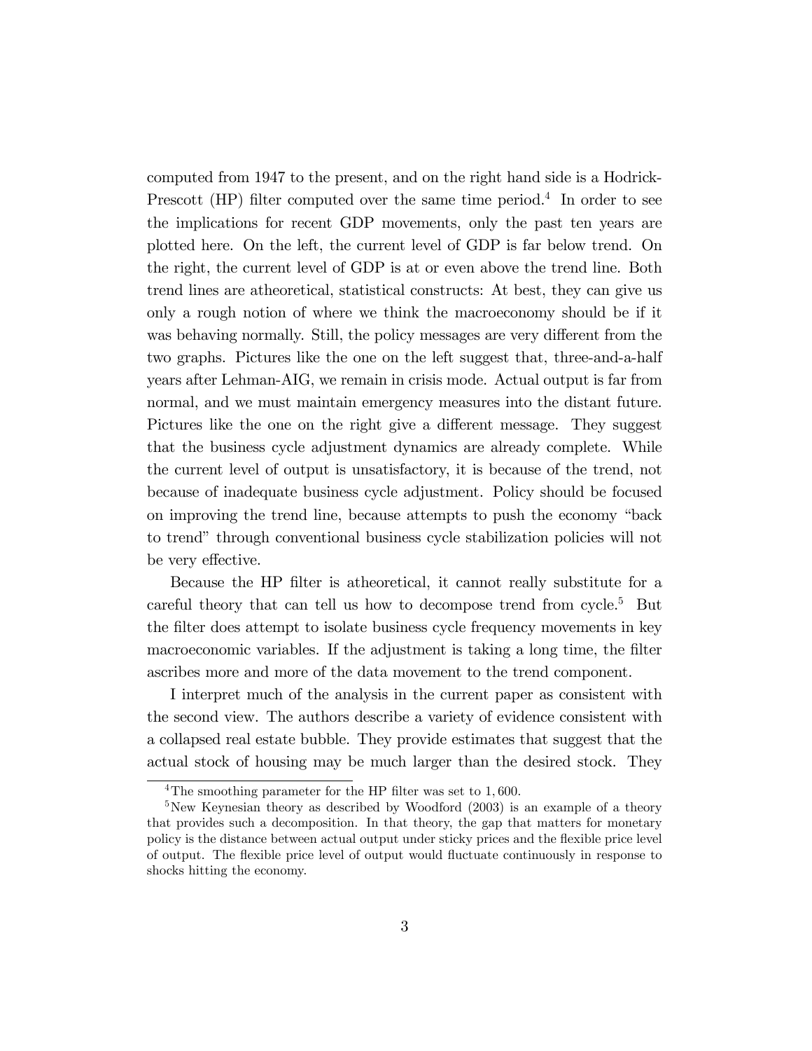computed from 1947 to the present, and on the right hand side is a Hodrick-Prescott (HP) filter computed over the same time period.[4] In order to see the implications for recent GDP movements, only the past ten years are plotted here. On the left, the current level of GDP is far below trend. On the right, the current level of GDP is at or even above the trend line. Both trend lines are atheoretical, statistical constructs: At best, they can give us only a rough notion of where we think the macroeconomy should be if it was behaving normally. Still, the policy messages are very different from the two graphs. Pictures like the one on the left suggest that, three-and-a-half years after Lehman-AIG, we remain in crisis mode. Actual output is far from normal, and we must maintain emergency measures into the distant future. Pictures like the one on the right give a different message. They suggest that the business cycle adjustment dynamics are already complete. While the current level of output is unsatisfactory, it is because of the trend, not because of inadequate business cycle adjustment. Policy should be focused on improving the trend line, because attempts to push the economy "back to trend" through conventional business cycle stabilization policies will not be very effective.

Because the HP filter is atheoretical, it cannot really substitute for a careful theory that can tell us how to decompose trend from cycle.[5] But the filter does attempt to isolate business cycle frequency movements in key macroeconomic variables. If the adjustment is taking a long time, the filter ascribes more and more of the data movement to the trend component.

I interpret much of the analysis in the current paper as consistent with the second view. The authors describe a variety of evidence consistent with a collapsed real estate bubble. They provide estimates that suggest that the actual stock of housing may be much larger than the desired stock. They

[4] The smoothing parameter for the HP filter was set to 1,600.

[5] New Keynesian theory as described by Woodford (2003) is an example of a theory that provides such a decomposition. In that theory, the gap that matters for monetary policy is the distance between actual output under sticky prices and the flexible price level of output. The flexible price level of output would fluctuate continuously in response to shocks hitting the economy.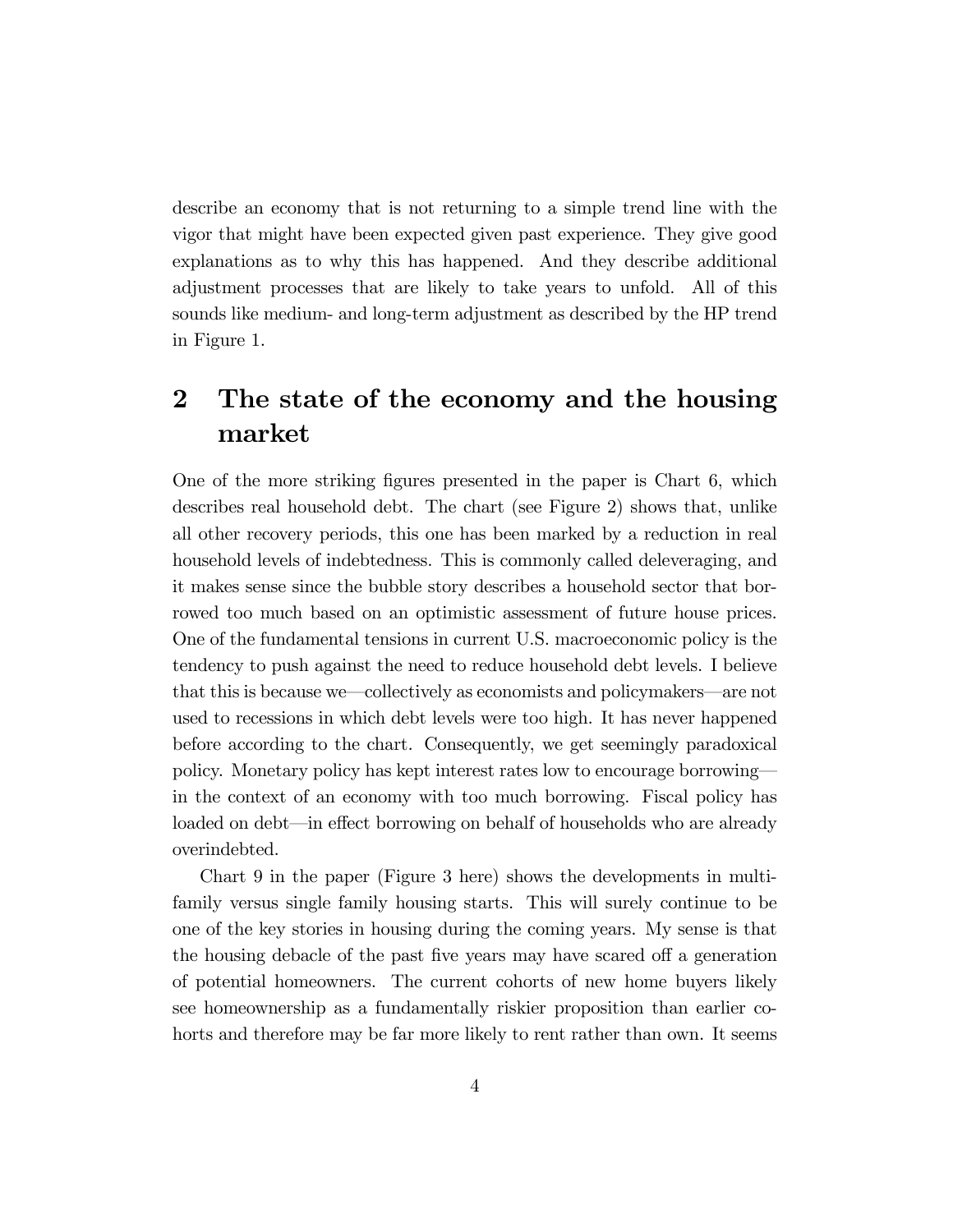describe an economy that is not returning to a simple trend line with the vigor that might have been expected given past experience. They give good explanations as to why this has happened. And they describe additional adjustment processes that are likely to take years to unfold. All of this sounds like medium- and long-term adjustment as described by the HP trend in Figure 1.

## 2 The state of the economy and the housing market

One of the more striking figures presented in the paper is Chart 6, which describes real household debt. The chart (see Figure 2) shows that, unlike all other recovery periods, this one has been marked by a reduction in real household levels of indebtedness. This is commonly called deleveraging, and it makes sense since the bubble story describes a household sector that borrowed too much based on an optimistic assessment of future house prices. One of the fundamental tensions in current U.S. macroeconomic policy is the tendency to push against the need to reduce household debt levels. I believe that this is because we—collectively as economists and policymakers—are not used to recessions in which debt levels were too high. It has never happened before according to the chart. Consequently, we get seemingly paradoxical policy. Monetary policy has kept interest rates low to encourage borrowing—in the context of an economy with too much borrowing. Fiscal policy has loaded on debt—in effect borrowing on behalf of households who are already overindebted.

Chart 9 in the paper (Figure 3 here) shows the developments in multi-family versus single family housing starts. This will surely continue to be one of the key stories in housing during the coming years. My sense is that the housing debacle of the past five years may have scared off a generation of potential homeowners. The current cohorts of new home buyers likely see homeownership as a fundamentally riskier proposition than earlier cohorts and therefore may be far more likely to rent rather than own. It seems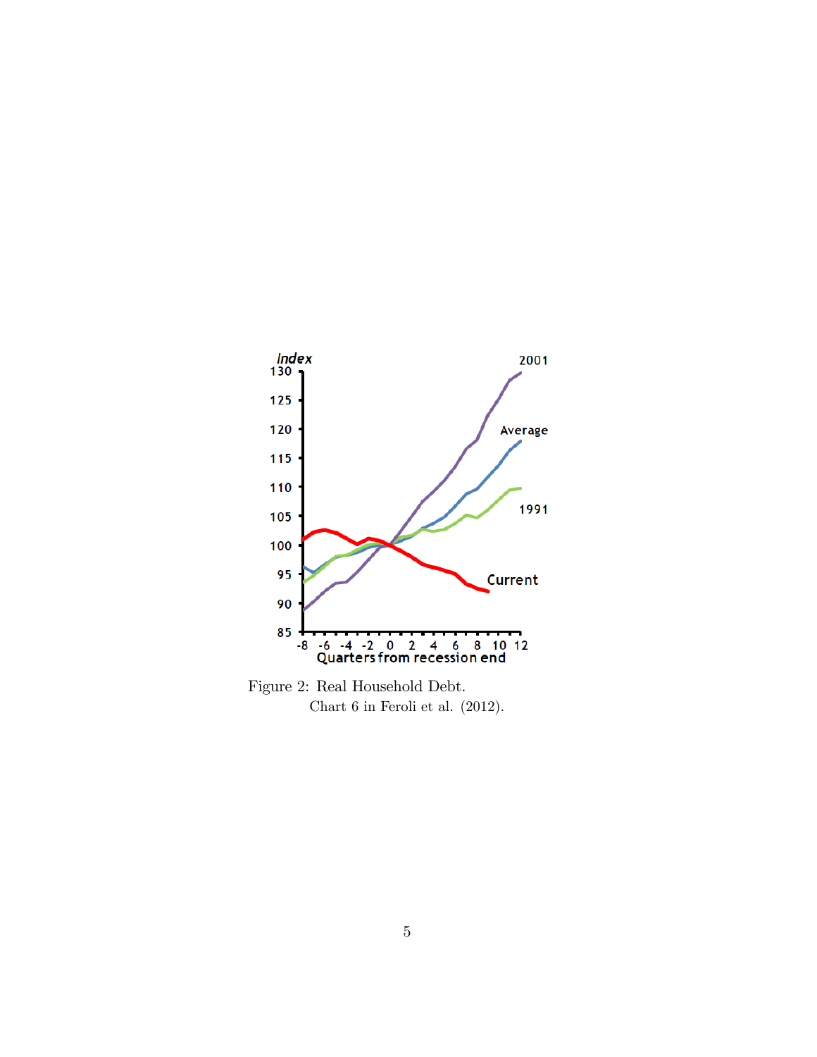Figure 2: Real Household Debt.

Chart 6 in Feroli et al. (2012).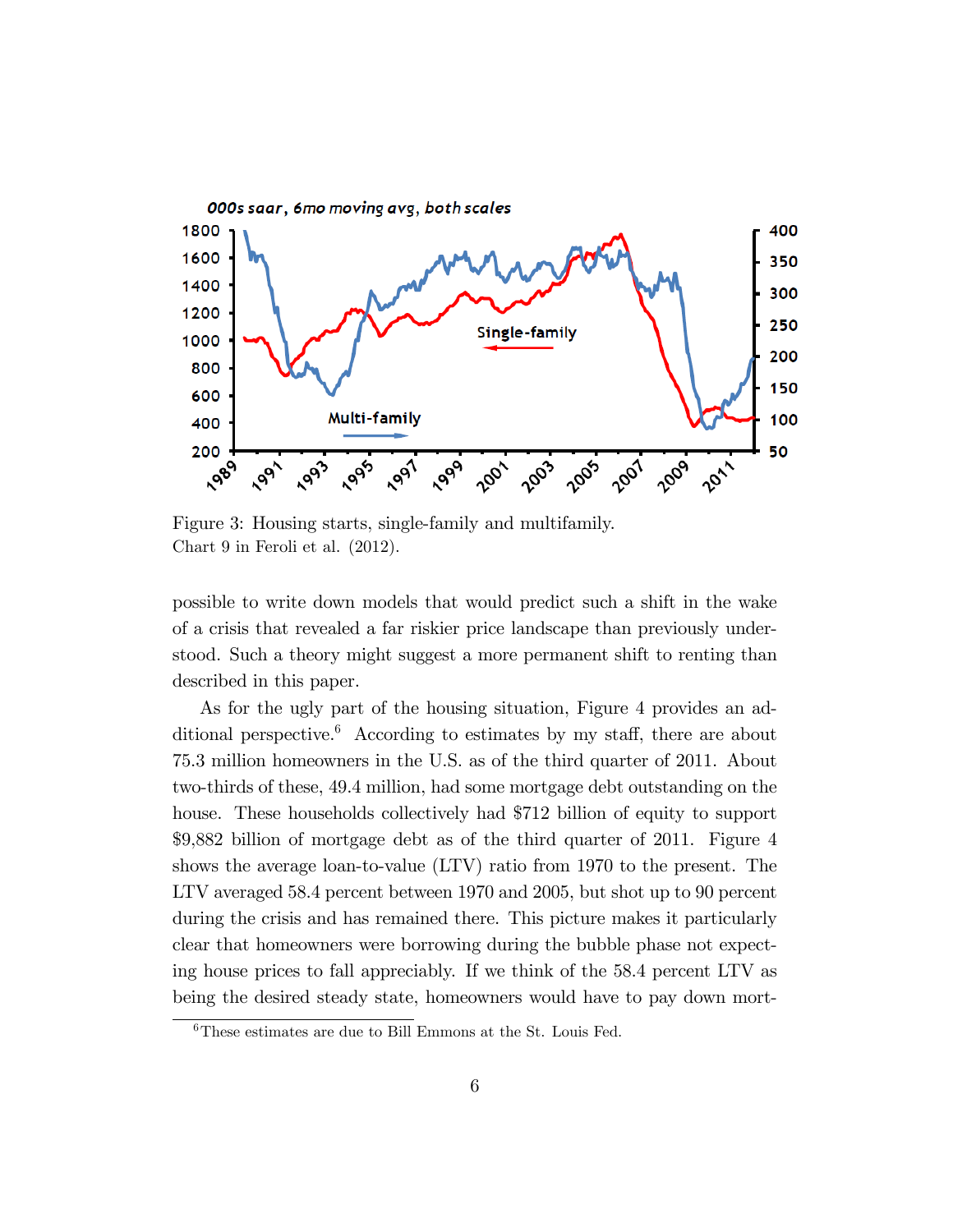Figure 3: Housing starts, single-family and multifamily.
Chart 9 in Feroli et al. (2012).

possible to write down models that would predict such a shift in the wake of a crisis that revealed a far riskier price landscape than previously understood. Such a theory might suggest a more permanent shift to renting than described in this paper.

As for the ugly part of the housing situation, Figure 4 provides an additional perspective.[6] According to estimates by my staff, there are about 75.3 million homeowners in the U.S. as of the third quarter of 2011. About two-thirds of these, 49.4 million, had some mortgage debt outstanding on the house. These households collectively had $712 billion of equity to support $9,882 billion of mortgage debt as of the third quarter of 2011. Figure 4 shows the average loan-to-value (LTV) ratio from 1970 to the present. The LTV averaged 58.4 percent between 1970 and 2005, but shot up to 90 percent during the crisis and has remained there. This picture makes it particularly clear that homeowners were borrowing during the bubble phase not expecting house prices to fall appreciably. If we think of the 58.4 percent LTV as being the desired steady state, homeowners would have to pay down mort-

[6] These estimates are due to Bill Emmons at the St. Louis Fed.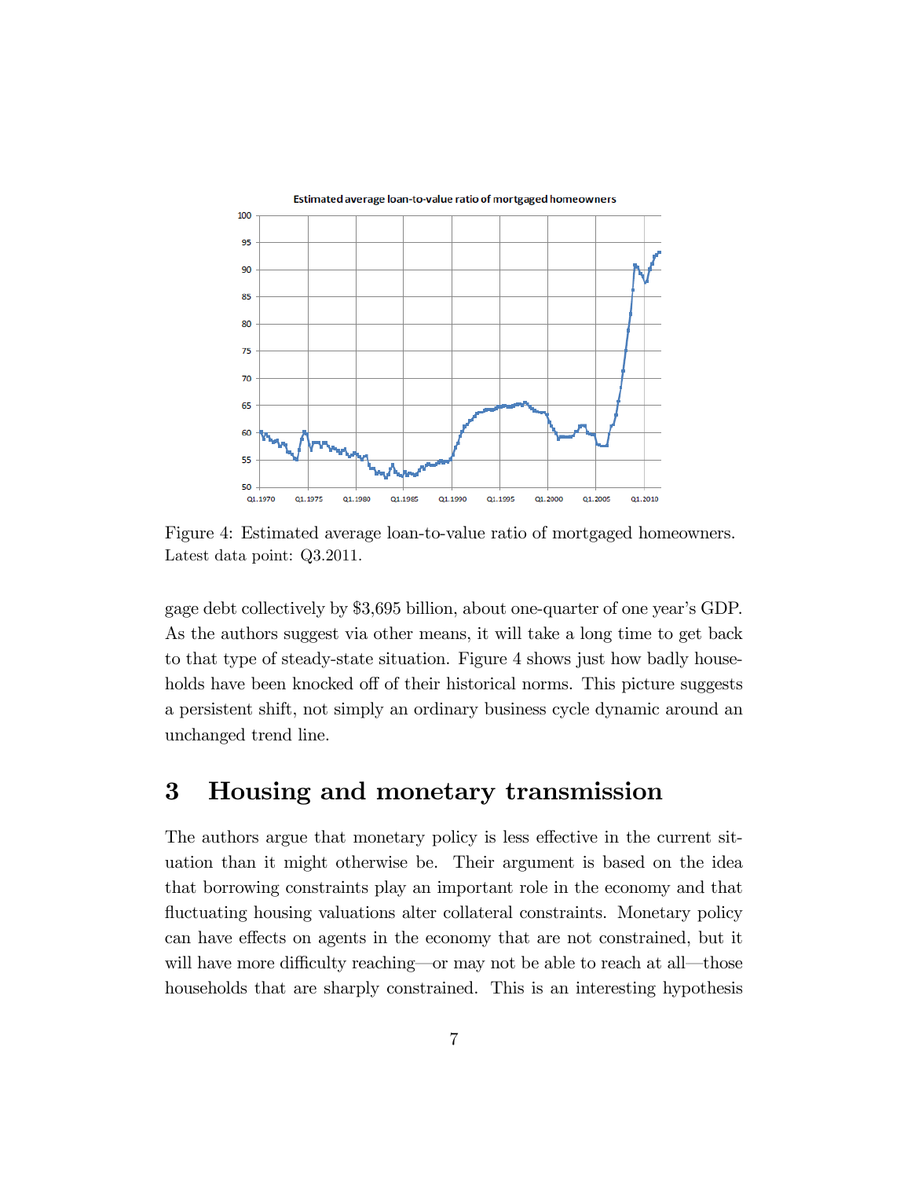Figure 4: Estimated average loan-to-value ratio of mortgaged homeowners. Latest data point: Q3.2011.

gage debt collectively by \$3,695 billion, about one-quarter of one year's GDP. As the authors suggest via other means, it will take a long time to get back to that type of steady-state situation. Figure 4 shows just how badly households have been knocked off of their historical norms. This picture suggests a persistent shift, not simply an ordinary business cycle dynamic around an unchanged trend line.

# 3 Housing and monetary transmission

The authors argue that monetary policy is less effective in the current situation than it might otherwise be. Their argument is based on the idea that borrowing constraints play an important role in the economy and that fluctuating housing valuations alter collateral constraints. Monetary policy can have effects on agents in the economy that are not constrained, but it will have more difficulty reaching—or may not be able to reach at all—those households that are sharply constrained. This is an interesting hypothesis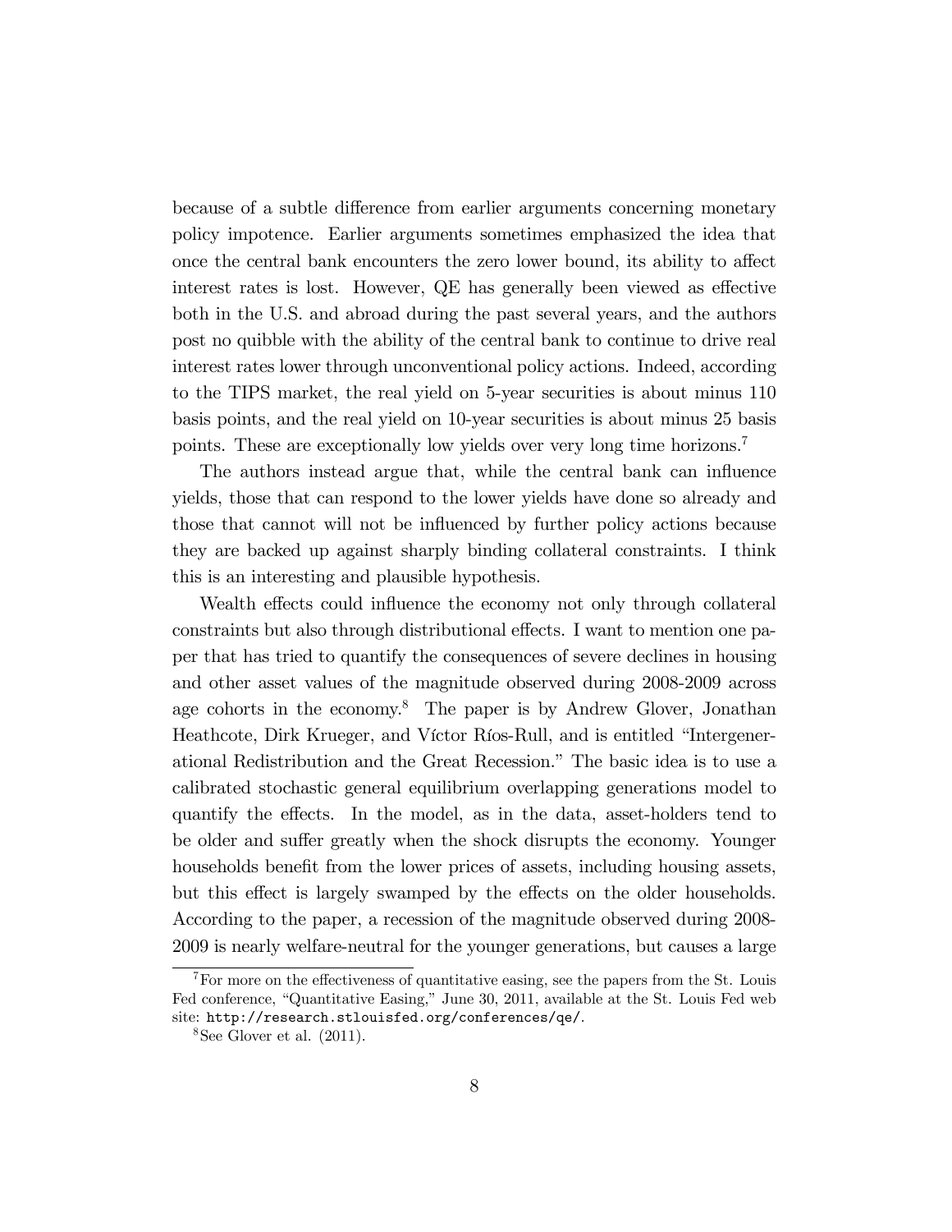because of a subtle difference from earlier arguments concerning monetary policy impotence. Earlier arguments sometimes emphasized the idea that once the central bank encounters the zero lower bound, its ability to affect interest rates is lost. However, QE has generally been viewed as effective both in the U.S. and abroad during the past several years, and the authors post no quibble with the ability of the central bank to continue to drive real interest rates lower through unconventional policy actions. Indeed, according to the TIPS market, the real yield on 5-year securities is about minus 110 basis points, and the real yield on 10-year securities is about minus 25 basis points. These are exceptionally low yields over very long time horizons.[7]

The authors instead argue that, while the central bank can influence yields, those that can respond to the lower yields have done so already and those that cannot will not be influenced by further policy actions because they are backed up against sharply binding collateral constraints. I think this is an interesting and plausible hypothesis.

Wealth effects could influence the economy not only through collateral constraints but also through distributional effects. I want to mention one paper that has tried to quantify the consequences of severe declines in housing and other asset values of the magnitude observed during 2008-2009 across age cohorts in the economy.[8] The paper is by Andrew Glover, Jonathan Heathcote, Dirk Krueger, and Víctor Ríos-Rull, and is entitled "Intergenerational Redistribution and the Great Recession." The basic idea is to use a calibrated stochastic general equilibrium overlapping generations model to quantify the effects. In the model, as in the data, asset-holders tend to be older and suffer greatly when the shock disrupts the economy. Younger households benefit from the lower prices of assets, including housing assets, but this effect is largely swamped by the effects on the older households. According to the paper, a recession of the magnitude observed during 2008-2009 is nearly welfare-neutral for the younger generations, but causes a large

[7] For more on the effectiveness of quantitative easing, see the papers from the St. Louis Fed conference, "Quantitative Easing," June 30, 2011, available at the St. Louis Fed web site: `http://research.stlouisfed.org/conferences/qe/`.

[8] See Glover et al. (2011).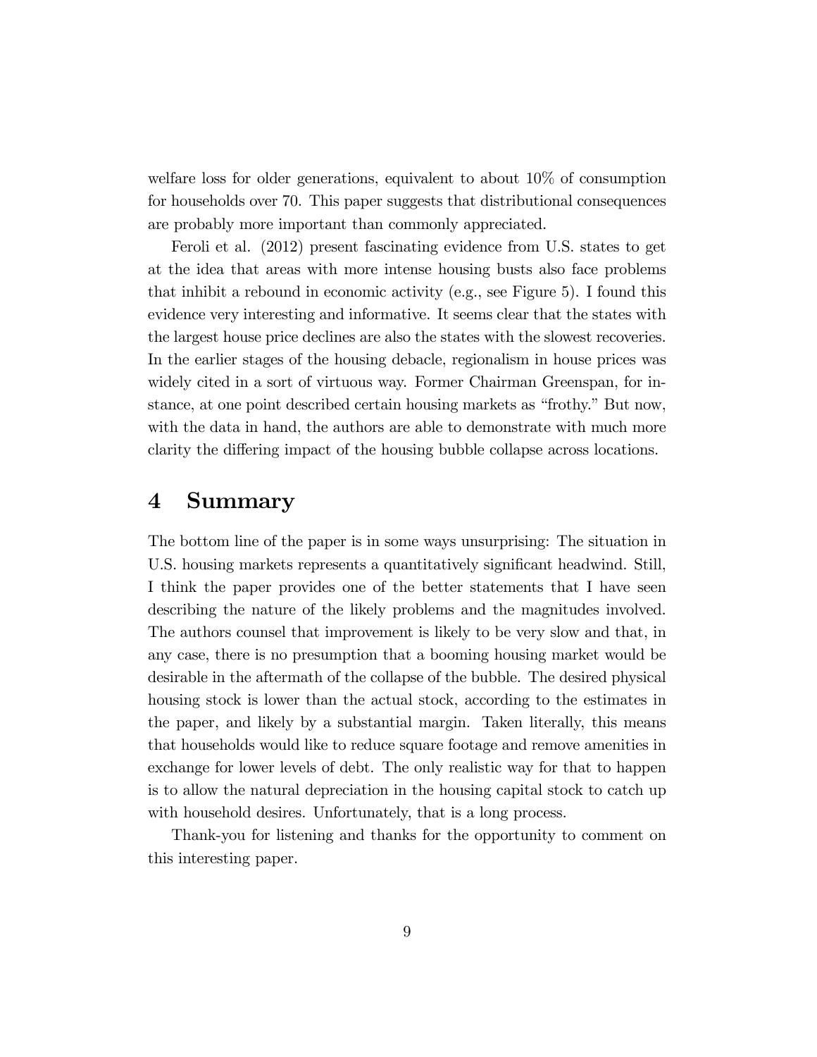welfare loss for older generations, equivalent to about 10% of consumption for households over 70. This paper suggests that distributional consequences are probably more important than commonly appreciated.

Feroli et al. (2012) present fascinating evidence from U.S. states to get at the idea that areas with more intense housing busts also face problems that inhibit a rebound in economic activity (e.g., see Figure 5). I found this evidence very interesting and informative. It seems clear that the states with the largest house price declines are also the states with the slowest recoveries. In the earlier stages of the housing debacle, regionalism in house prices was widely cited in a sort of virtuous way. Former Chairman Greenspan, for instance, at one point described certain housing markets as "frothy." But now, with the data in hand, the authors are able to demonstrate with much more clarity the differing impact of the housing bubble collapse across locations.

# 4 Summary

The bottom line of the paper is in some ways unsurprising: The situation in U.S. housing markets represents a quantitatively significant headwind. Still, I think the paper provides one of the better statements that I have seen describing the nature of the likely problems and the magnitudes involved. The authors counsel that improvement is likely to be very slow and that, in any case, there is no presumption that a booming housing market would be desirable in the aftermath of the collapse of the bubble. The desired physical housing stock is lower than the actual stock, according to the estimates in the paper, and likely by a substantial margin. Taken literally, this means that households would like to reduce square footage and remove amenities in exchange for lower levels of debt. The only realistic way for that to happen is to allow the natural depreciation in the housing capital stock to catch up with household desires. Unfortunately, that is a long process.

Thank-you for listening and thanks for the opportunity to comment on this interesting paper.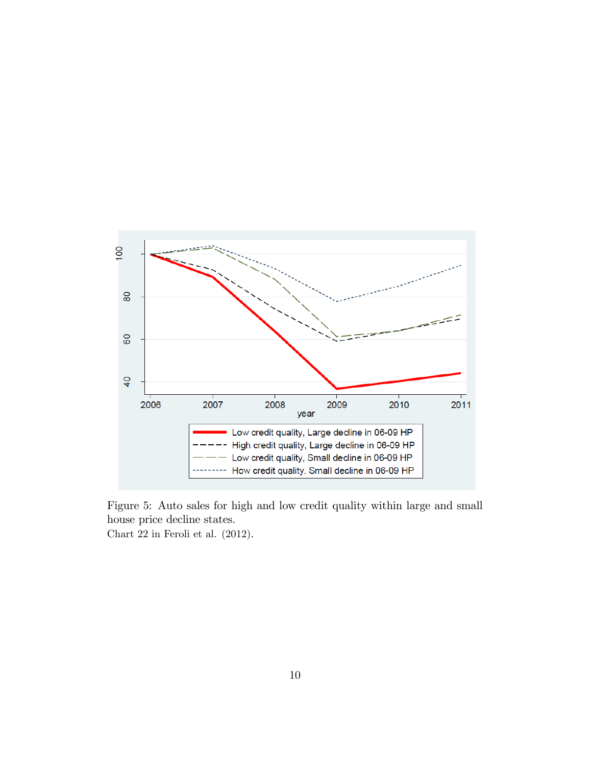Figure 5: Auto sales for high and low credit quality within large and small house price decline states.
Chart 22 in Feroli et al. (2012).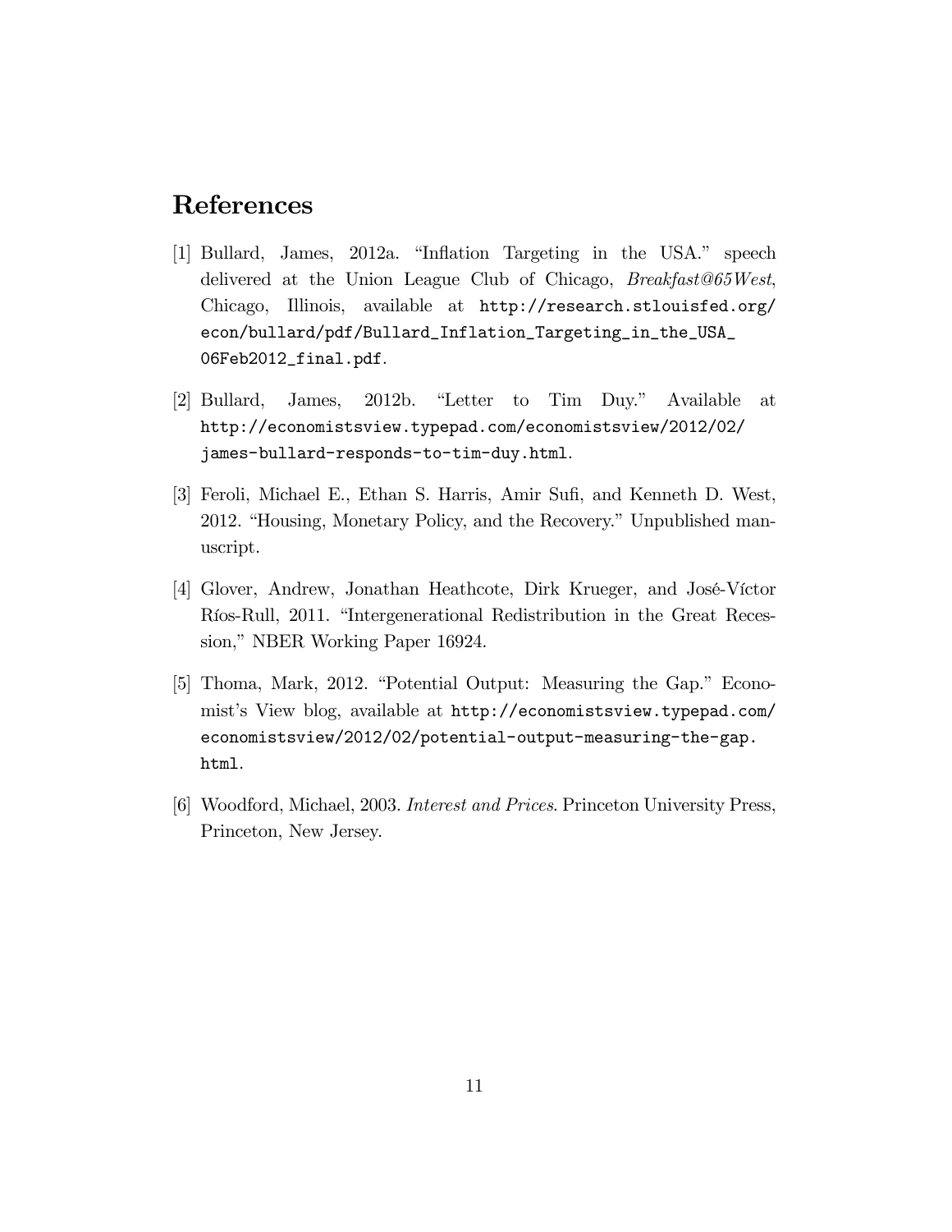# References

[1] Bullard, James, 2012a. "Inflation Targeting in the USA." speech delivered at the Union League Club of Chicago, *Breakfast@65West*, Chicago, Illinois, available at http://research.stlouisfed.org/econ/bullard/pdf/Bullard_Inflation_Targeting_in_the_USA_06Feb2012_final.pdf.

[2] Bullard, James, 2012b. "Letter to Tim Duy." Available at http://economistsview.typepad.com/economistsview/2012/02/james-bullard-responds-to-tim-duy.html.

[3] Feroli, Michael E., Ethan S. Harris, Amir Sufi, and Kenneth D. West, 2012. "Housing, Monetary Policy, and the Recovery." Unpublished manuscript.

[4] Glover, Andrew, Jonathan Heathcote, Dirk Krueger, and José-Víctor Ríos-Rull, 2011. "Intergenerational Redistribution in the Great Recession," NBER Working Paper 16924.

[5] Thoma, Mark, 2012. "Potential Output: Measuring the Gap." Economist's View blog, available at http://economistsview.typepad.com/economistsview/2012/02/potential-output-measuring-the-gap.html.

[6] Woodford, Michael, 2003. *Interest and Prices*. Princeton University Press, Princeton, New Jersey.